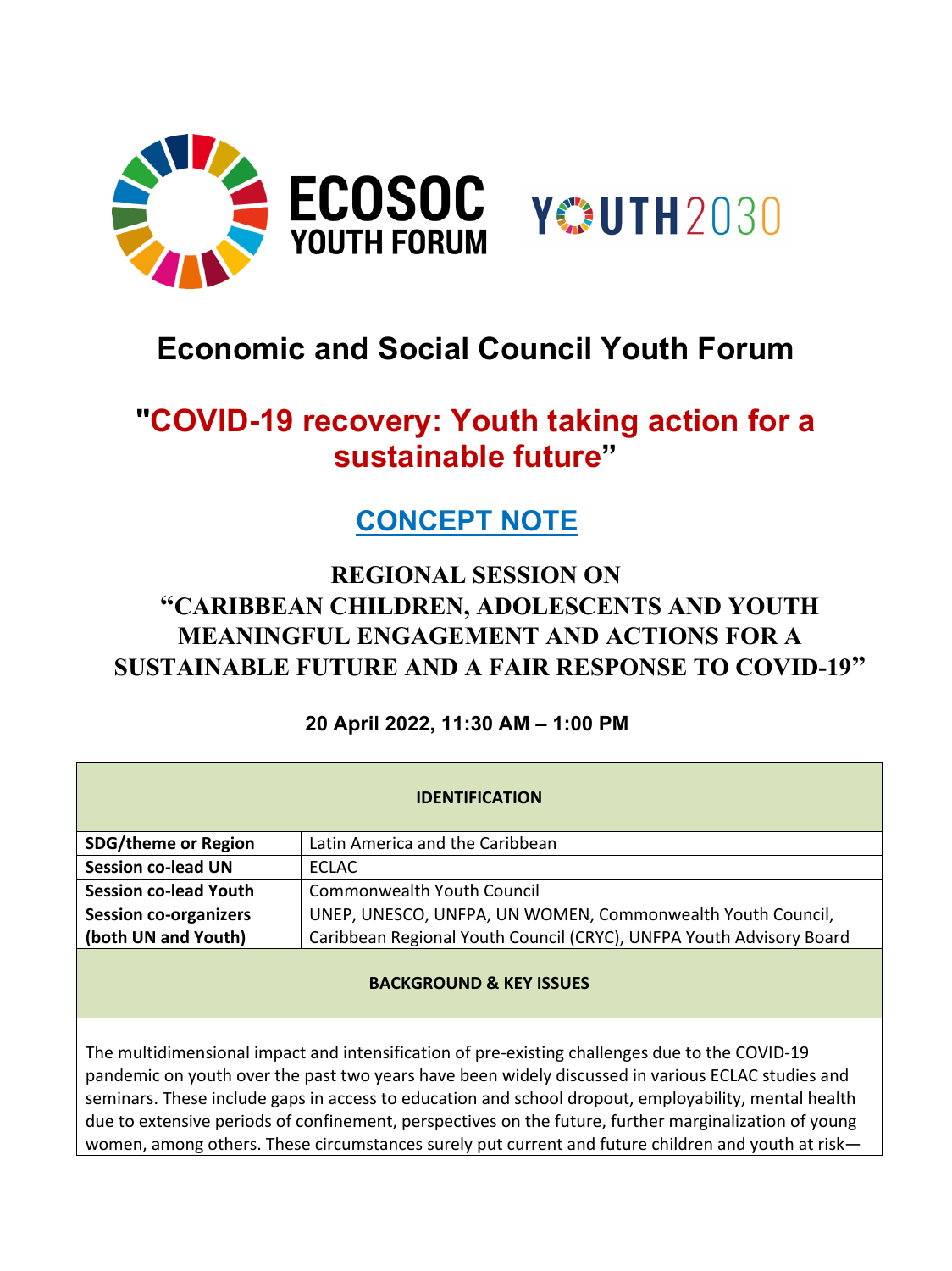# Economic and Social Council Youth Forum

## "COVID-19 recovery: Youth taking action for a sustainable future"

## CONCEPT NOTE

### REGIONAL SESSION ON "CARIBBEAN CHILDREN, ADOLESCENTS AND YOUTH MEANINGFUL ENGAGEMENT AND ACTIONS FOR A SUSTAINABLE FUTURE AND A FAIR RESPONSE TO COVID-19"

**20 April 2022, 11:30 AM – 1:00 PM**

| IDENTIFICATION | |
|---|---|
| **SDG/theme or Region** | Latin America and the Caribbean |
| **Session co-lead UN** | ECLAC |
| **Session co-lead Youth** | Commonwealth Youth Council |
| **Session co-organizers (both UN and Youth)** | UNEP, UNESCO, UNFPA, UN WOMEN, Commonwealth Youth Council, Caribbean Regional Youth Council (CRYC), UNFPA Youth Advisory Board |

**BACKGROUND & KEY ISSUES**

The multidimensional impact and intensification of pre-existing challenges due to the COVID-19 pandemic on youth over the past two years have been widely discussed in various ECLAC studies and seminars. These include gaps in access to education and school dropout, employability, mental health due to extensive periods of confinement, perspectives on the future, further marginalization of young women, among others. These circumstances surely put current and future children and youth at risk—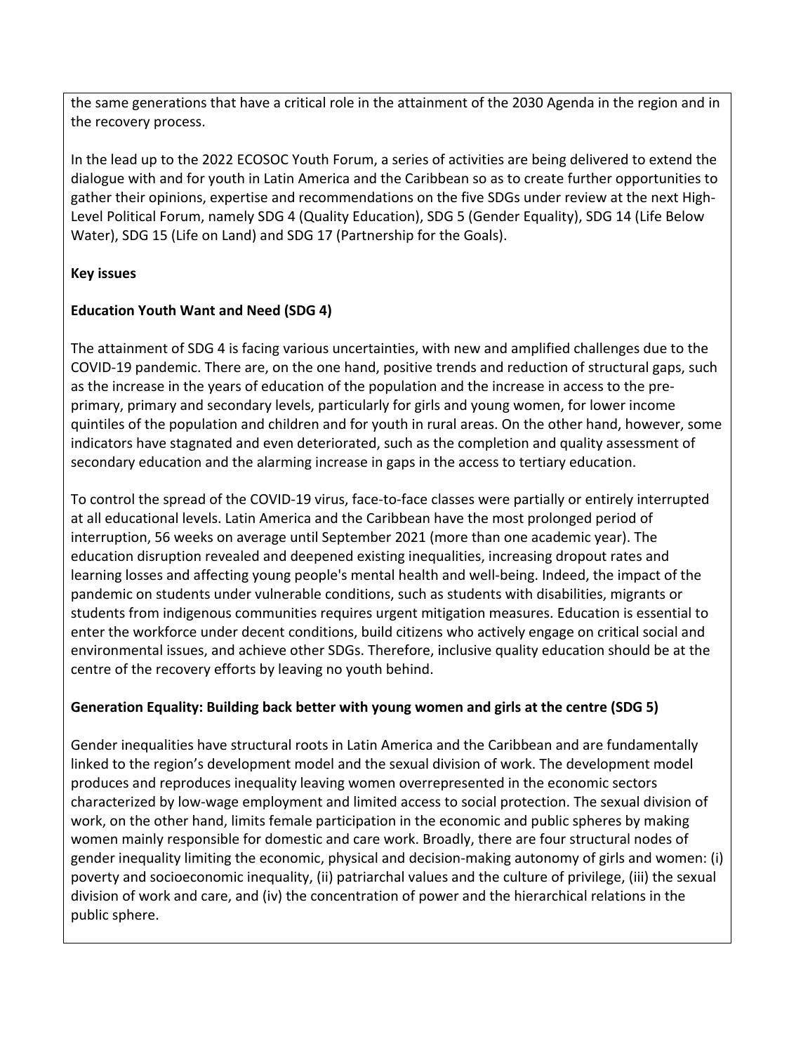the same generations that have a critical role in the attainment of the 2030 Agenda in the region and in the recovery process.

In the lead up to the 2022 ECOSOC Youth Forum, a series of activities are being delivered to extend the dialogue with and for youth in Latin America and the Caribbean so as to create further opportunities to gather their opinions, expertise and recommendations on the five SDGs under review at the next High-Level Political Forum, namely SDG 4 (Quality Education), SDG 5 (Gender Equality), SDG 14 (Life Below Water), SDG 15 (Life on Land) and SDG 17 (Partnership for the Goals).

**Key issues**

**Education Youth Want and Need (SDG 4)**

The attainment of SDG 4 is facing various uncertainties, with new and amplified challenges due to the COVID-19 pandemic. There are, on the one hand, positive trends and reduction of structural gaps, such as the increase in the years of education of the population and the increase in access to the pre-primary, primary and secondary levels, particularly for girls and young women, for lower income quintiles of the population and children and for youth in rural areas. On the other hand, however, some indicators have stagnated and even deteriorated, such as the completion and quality assessment of secondary education and the alarming increase in gaps in the access to tertiary education.

To control the spread of the COVID-19 virus, face-to-face classes were partially or entirely interrupted at all educational levels. Latin America and the Caribbean have the most prolonged period of interruption, 56 weeks on average until September 2021 (more than one academic year). The education disruption revealed and deepened existing inequalities, increasing dropout rates and learning losses and affecting young people's mental health and well-being. Indeed, the impact of the pandemic on students under vulnerable conditions, such as students with disabilities, migrants or students from indigenous communities requires urgent mitigation measures. Education is essential to enter the workforce under decent conditions, build citizens who actively engage on critical social and environmental issues, and achieve other SDGs. Therefore, inclusive quality education should be at the centre of the recovery efforts by leaving no youth behind.

**Generation Equality: Building back better with young women and girls at the centre (SDG 5)**

Gender inequalities have structural roots in Latin America and the Caribbean and are fundamentally linked to the region's development model and the sexual division of work. The development model produces and reproduces inequality leaving women overrepresented in the economic sectors characterized by low-wage employment and limited access to social protection. The sexual division of work, on the other hand, limits female participation in the economic and public spheres by making women mainly responsible for domestic and care work. Broadly, there are four structural nodes of gender inequality limiting the economic, physical and decision-making autonomy of girls and women: (i) poverty and socioeconomic inequality, (ii) patriarchal values and the culture of privilege, (iii) the sexual division of work and care, and (iv) the concentration of power and the hierarchical relations in the public sphere.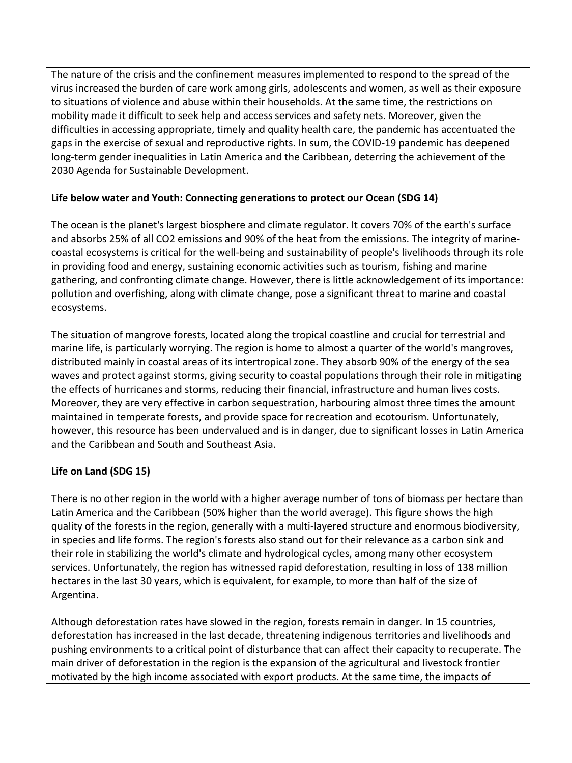The nature of the crisis and the confinement measures implemented to respond to the spread of the virus increased the burden of care work among girls, adolescents and women, as well as their exposure to situations of violence and abuse within their households. At the same time, the restrictions on mobility made it difficult to seek help and access services and safety nets. Moreover, given the difficulties in accessing appropriate, timely and quality health care, the pandemic has accentuated the gaps in the exercise of sexual and reproductive rights. In sum, the COVID-19 pandemic has deepened long-term gender inequalities in Latin America and the Caribbean, deterring the achievement of the 2030 Agenda for Sustainable Development.

**Life below water and Youth: Connecting generations to protect our Ocean (SDG 14)**

The ocean is the planet's largest biosphere and climate regulator. It covers 70% of the earth's surface and absorbs 25% of all $CO_2$ emissions and 90% of the heat from the emissions. The integrity of marine-coastal ecosystems is critical for the well-being and sustainability of people's livelihoods through its role in providing food and energy, sustaining economic activities such as tourism, fishing and marine gathering, and confronting climate change. However, there is little acknowledgement of its importance: pollution and overfishing, along with climate change, pose a significant threat to marine and coastal ecosystems.

The situation of mangrove forests, located along the tropical coastline and crucial for terrestrial and marine life, is particularly worrying. The region is home to almost a quarter of the world's mangroves, distributed mainly in coastal areas of its intertropical zone. They absorb 90% of the energy of the sea waves and protect against storms, giving security to coastal populations through their role in mitigating the effects of hurricanes and storms, reducing their financial, infrastructure and human lives costs. Moreover, they are very effective in carbon sequestration, harbouring almost three times the amount maintained in temperate forests, and provide space for recreation and ecotourism. Unfortunately, however, this resource has been undervalued and is in danger, due to significant losses in Latin America and the Caribbean and South and Southeast Asia.

**Life on Land (SDG 15)**

There is no other region in the world with a higher average number of tons of biomass per hectare than Latin America and the Caribbean (50% higher than the world average). This figure shows the high quality of the forests in the region, generally with a multi-layered structure and enormous biodiversity, in species and life forms. The region's forests also stand out for their relevance as a carbon sink and their role in stabilizing the world's climate and hydrological cycles, among many other ecosystem services. Unfortunately, the region has witnessed rapid deforestation, resulting in loss of 138 million hectares in the last 30 years, which is equivalent, for example, to more than half of the size of Argentina.

Although deforestation rates have slowed in the region, forests remain in danger. In 15 countries, deforestation has increased in the last decade, threatening indigenous territories and livelihoods and pushing environments to a critical point of disturbance that can affect their capacity to recuperate. The main driver of deforestation in the region is the expansion of the agricultural and livestock frontier motivated by the high income associated with export products. At the same time, the impacts of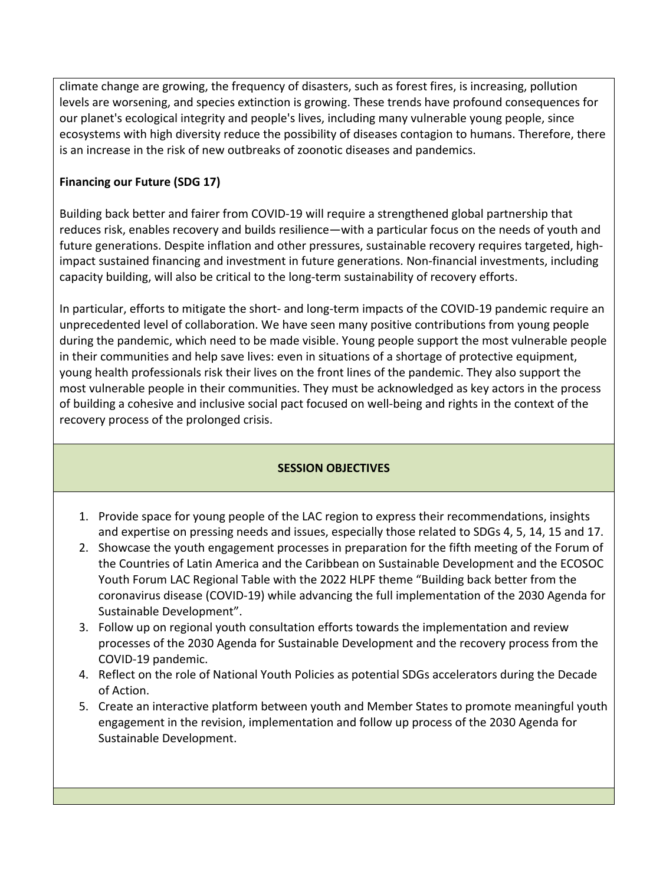climate change are growing, the frequency of disasters, such as forest fires, is increasing, pollution levels are worsening, and species extinction is growing. These trends have profound consequences for our planet's ecological integrity and people's lives, including many vulnerable young people, since ecosystems with high diversity reduce the possibility of diseases contagion to humans. Therefore, there is an increase in the risk of new outbreaks of zoonotic diseases and pandemics.

**Financing our Future (SDG 17)**

Building back better and fairer from COVID-19 will require a strengthened global partnership that reduces risk, enables recovery and builds resilience—with a particular focus on the needs of youth and future generations. Despite inflation and other pressures, sustainable recovery requires targeted, high-impact sustained financing and investment in future generations. Non-financial investments, including capacity building, will also be critical to the long-term sustainability of recovery efforts.

In particular, efforts to mitigate the short- and long-term impacts of the COVID-19 pandemic require an unprecedented level of collaboration. We have seen many positive contributions from young people during the pandemic, which need to be made visible. Young people support the most vulnerable people in their communities and help save lives: even in situations of a shortage of protective equipment, young health professionals risk their lives on the front lines of the pandemic. They also support the most vulnerable people in their communities. They must be acknowledged as key actors in the process of building a cohesive and inclusive social pact focused on well-being and rights in the context of the recovery process of the prolonged crisis.

**SESSION OBJECTIVES**

1. Provide space for young people of the LAC region to express their recommendations, insights and expertise on pressing needs and issues, especially those related to SDGs 4, 5, 14, 15 and 17.
2. Showcase the youth engagement processes in preparation for the fifth meeting of the Forum of the Countries of Latin America and the Caribbean on Sustainable Development and the ECOSOC Youth Forum LAC Regional Table with the 2022 HLPF theme "Building back better from the coronavirus disease (COVID-19) while advancing the full implementation of the 2030 Agenda for Sustainable Development".
3. Follow up on regional youth consultation efforts towards the implementation and review processes of the 2030 Agenda for Sustainable Development and the recovery process from the COVID-19 pandemic.
4. Reflect on the role of National Youth Policies as potential SDGs accelerators during the Decade of Action.
5. Create an interactive platform between youth and Member States to promote meaningful youth engagement in the revision, implementation and follow up process of the 2030 Agenda for Sustainable Development.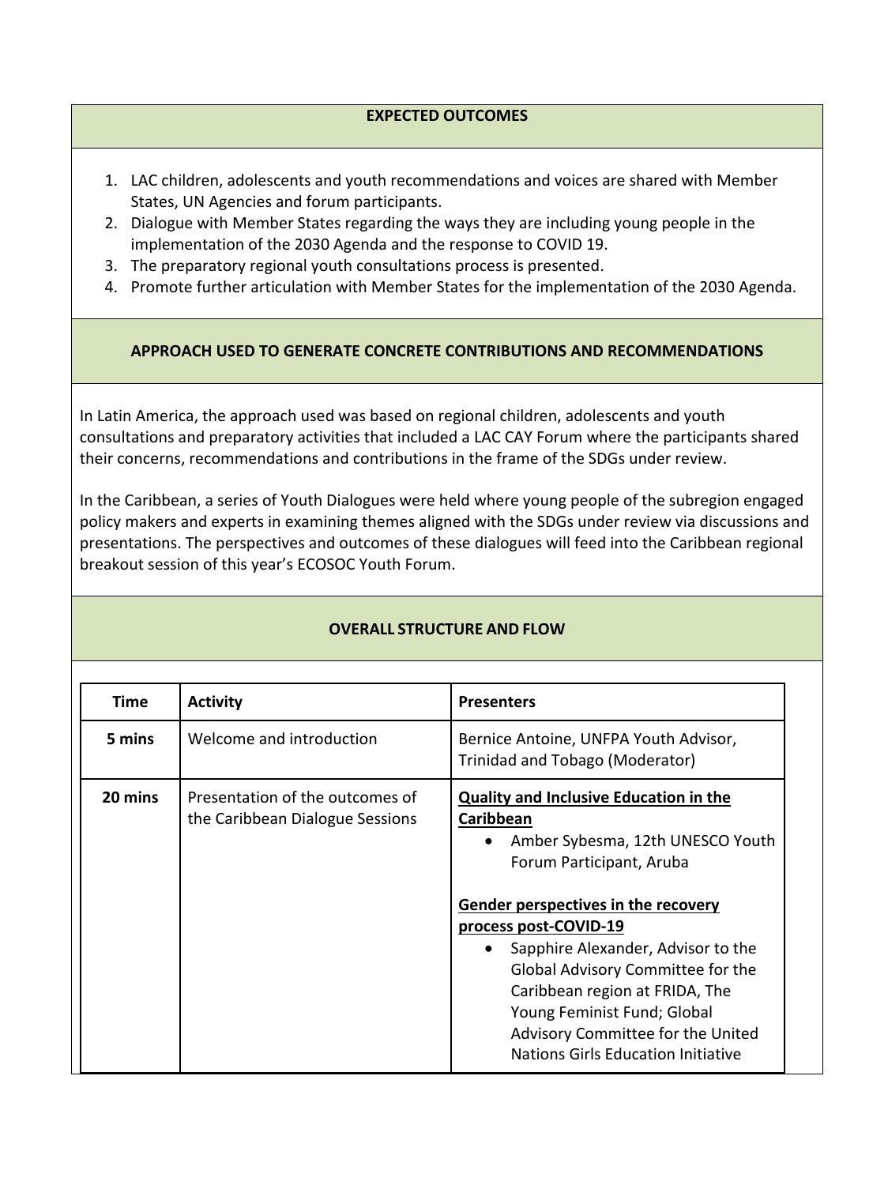## EXPECTED OUTCOMES

1. LAC children, adolescents and youth recommendations and voices are shared with Member States, UN Agencies and forum participants.
2. Dialogue with Member States regarding the ways they are including young people in the implementation of the 2030 Agenda and the response to COVID 19.
3. The preparatory regional youth consultations process is presented.
4. Promote further articulation with Member States for the implementation of the 2030 Agenda.

## APPROACH USED TO GENERATE CONCRETE CONTRIBUTIONS AND RECOMMENDATIONS

In Latin America, the approach used was based on regional children, adolescents and youth consultations and preparatory activities that included a LAC CAY Forum where the participants shared their concerns, recommendations and contributions in the frame of the SDGs under review.

In the Caribbean, a series of Youth Dialogues were held where young people of the subregion engaged policy makers and experts in examining themes aligned with the SDGs under review via discussions and presentations. The perspectives and outcomes of these dialogues will feed into the Caribbean regional breakout session of this year's ECOSOC Youth Forum.

## OVERALL STRUCTURE AND FLOW

| Time | Activity | Presenters |
|---|---|---|
| **5 mins** | Welcome and introduction | Bernice Antoine, UNFPA Youth Advisor, Trinidad and Tobago (Moderator) |
| **20 mins** | Presentation of the outcomes of the Caribbean Dialogue Sessions | **Quality and Inclusive Education in the Caribbean**<br>• Amber Sybesma, 12th UNESCO Youth Forum Participant, Aruba<br><br>**Gender perspectives in the recovery process post-COVID-19**<br>• Sapphire Alexander, Advisor to the Global Advisory Committee for the Caribbean region at FRIDA, The Young Feminist Fund; Global Advisory Committee for the United Nations Girls Education Initiative |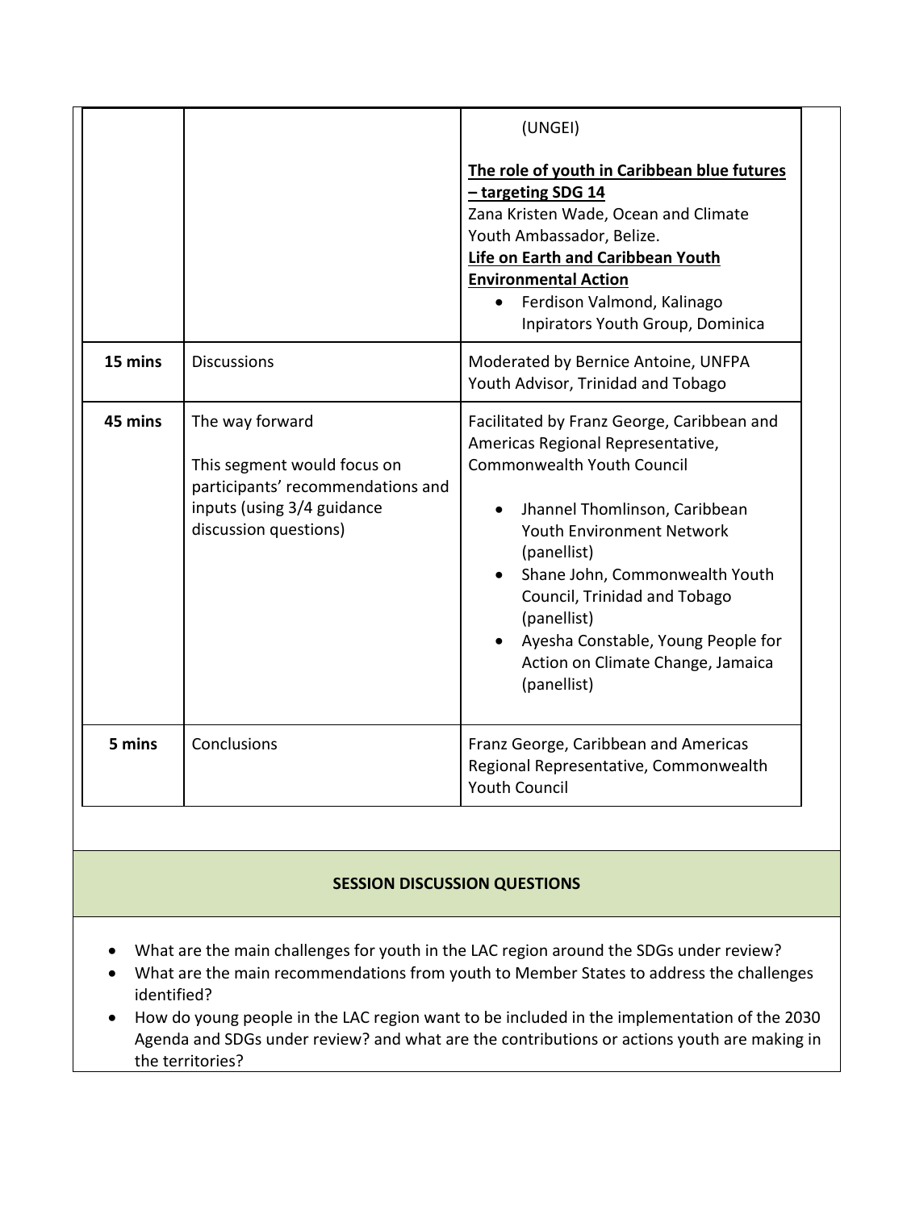| | | |
|---|---|---|
| | | (UNGEI)<br><br>**<u>The role of youth in Caribbean blue futures – targeting SDG 14</u>**<br>Zana Kristen Wade, Ocean and Climate Youth Ambassador, Belize.<br>**<u>Life on Earth and Caribbean Youth Environmental Action</u>**<br>• Ferdison Valmond, Kalinago Inpirators Youth Group, Dominica |
| **15 mins** | Discussions | Moderated by Bernice Antoine, UNFPA Youth Advisor, Trinidad and Tobago |
| **45 mins** | The way forward<br><br>This segment would focus on participants' recommendations and inputs (using 3/4 guidance discussion questions) | Facilitated by Franz George, Caribbean and Americas Regional Representative, Commonwealth Youth Council<br><br>• Jhannel Thomlinson, Caribbean Youth Environment Network (panellist)<br>• Shane John, Commonwealth Youth Council, Trinidad and Tobago (panellist)<br>• Ayesha Constable, Young People for Action on Climate Change, Jamaica (panellist) |
| **5 mins** | Conclusions | Franz George, Caribbean and Americas Regional Representative, Commonwealth Youth Council |

**SESSION DISCUSSION QUESTIONS**

- What are the main challenges for youth in the LAC region around the SDGs under review?
- What are the main recommendations from youth to Member States to address the challenges identified?
- How do young people in the LAC region want to be included in the implementation of the 2030 Agenda and SDGs under review? and what are the contributions or actions youth are making in the territories?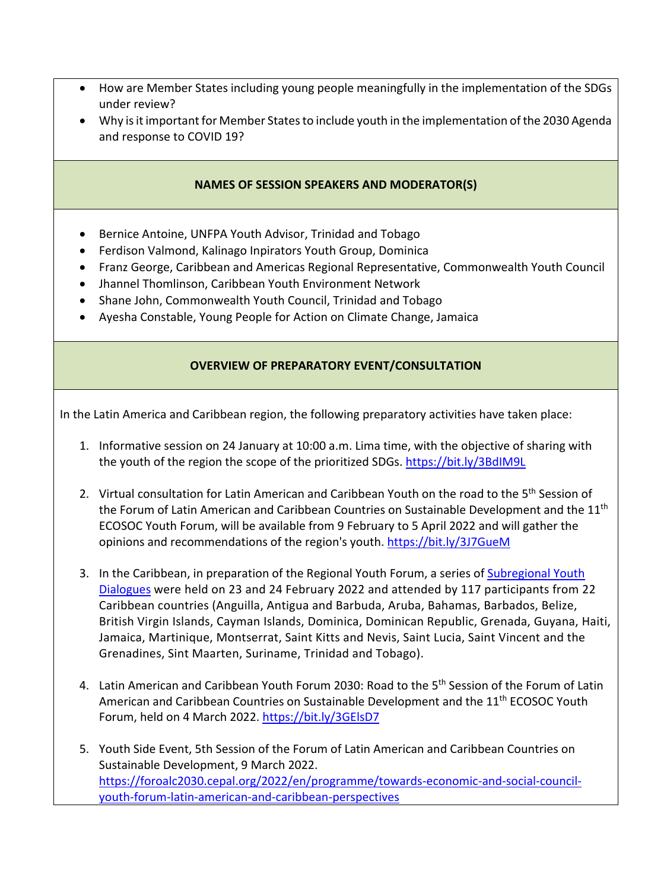- How are Member States including young people meaningfully in the implementation of the SDGs under review?
- Why is it important for Member States to include youth in the implementation of the 2030 Agenda and response to COVID 19?

**NAMES OF SESSION SPEAKERS AND MODERATOR(S)**

- Bernice Antoine, UNFPA Youth Advisor, Trinidad and Tobago
- Ferdison Valmond, Kalinago Inpirators Youth Group, Dominica
- Franz George, Caribbean and Americas Regional Representative, Commonwealth Youth Council
- Jhannel Thomlinson, Caribbean Youth Environment Network
- Shane John, Commonwealth Youth Council, Trinidad and Tobago
- Ayesha Constable, Young People for Action on Climate Change, Jamaica

**OVERVIEW OF PREPARATORY EVENT/CONSULTATION**

In the Latin America and Caribbean region, the following preparatory activities have taken place:

1. Informative session on 24 January at 10:00 a.m. Lima time, with the objective of sharing with the youth of the region the scope of the prioritized SDGs. https://bit.ly/3BdIM9L

2. Virtual consultation for Latin American and Caribbean Youth on the road to the 5th Session of the Forum of Latin American and Caribbean Countries on Sustainable Development and the 11th ECOSOC Youth Forum, will be available from 9 February to 5 April 2022 and will gather the opinions and recommendations of the region's youth. https://bit.ly/3J7GueM

3. In the Caribbean, in preparation of the Regional Youth Forum, a series of Subregional Youth Dialogues were held on 23 and 24 February 2022 and attended by 117 participants from 22 Caribbean countries (Anguilla, Antigua and Barbuda, Aruba, Bahamas, Barbados, Belize, British Virgin Islands, Cayman Islands, Dominica, Dominican Republic, Grenada, Guyana, Haiti, Jamaica, Martinique, Montserrat, Saint Kitts and Nevis, Saint Lucia, Saint Vincent and the Grenadines, Sint Maarten, Suriname, Trinidad and Tobago).

4. Latin American and Caribbean Youth Forum 2030: Road to the 5th Session of the Forum of Latin American and Caribbean Countries on Sustainable Development and the 11th ECOSOC Youth Forum, held on 4 March 2022. https://bit.ly/3GElsD7

5. Youth Side Event, 5th Session of the Forum of Latin American and Caribbean Countries on Sustainable Development, 9 March 2022. https://foroalc2030.cepal.org/2022/en/programme/towards-economic-and-social-council-youth-forum-latin-american-and-caribbean-perspectives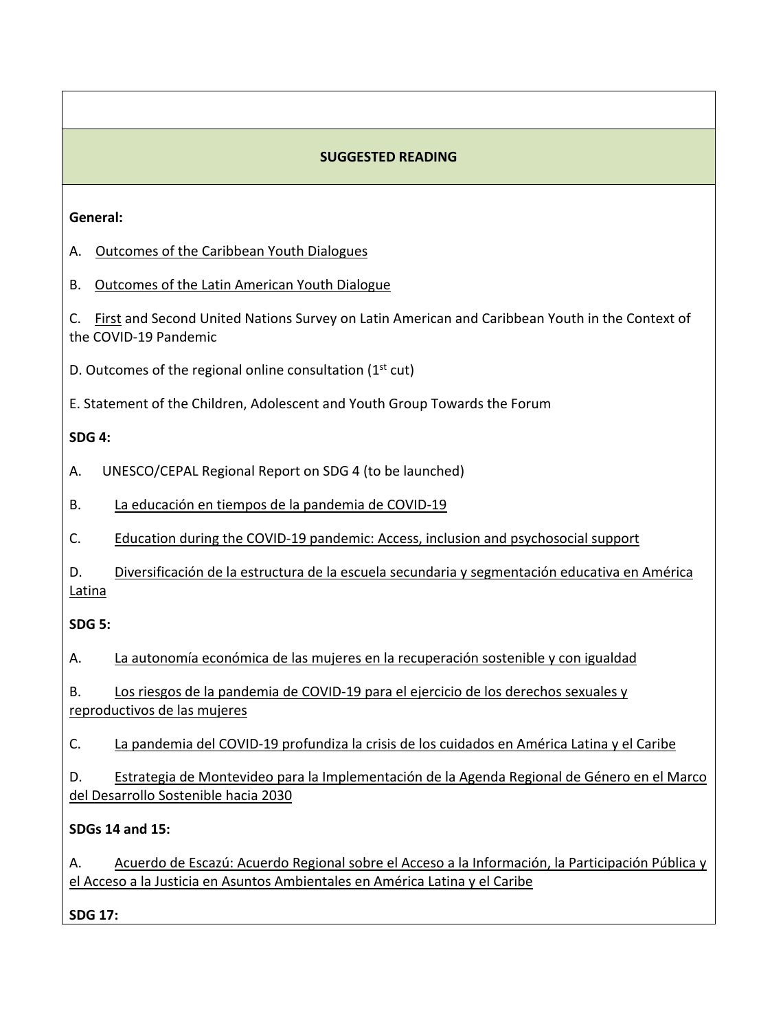## SUGGESTED READING

**General:**

A. Outcomes of the Caribbean Youth Dialogues

B. Outcomes of the Latin American Youth Dialogue

C. First and Second United Nations Survey on Latin American and Caribbean Youth in the Context of the COVID-19 Pandemic

D. Outcomes of the regional online consultation (1st cut)

E. Statement of the Children, Adolescent and Youth Group Towards the Forum

**SDG 4:**

A. UNESCO/CEPAL Regional Report on SDG 4 (to be launched)

B. La educación en tiempos de la pandemia de COVID-19

C. Education during the COVID-19 pandemic: Access, inclusion and psychosocial support

D. Diversificación de la estructura de la escuela secundaria y segmentación educativa en América Latina

**SDG 5:**

A. La autonomía económica de las mujeres en la recuperación sostenible y con igualdad

B. Los riesgos de la pandemia de COVID-19 para el ejercicio de los derechos sexuales y reproductivos de las mujeres

C. La pandemia del COVID-19 profundiza la crisis de los cuidados en América Latina y el Caribe

D. Estrategia de Montevideo para la Implementación de la Agenda Regional de Género en el Marco del Desarrollo Sostenible hacia 2030

**SDGs 14 and 15:**

A. Acuerdo de Escazú: Acuerdo Regional sobre el Acceso a la Información, la Participación Pública y el Acceso a la Justicia en Asuntos Ambientales en América Latina y el Caribe

**SDG 17:**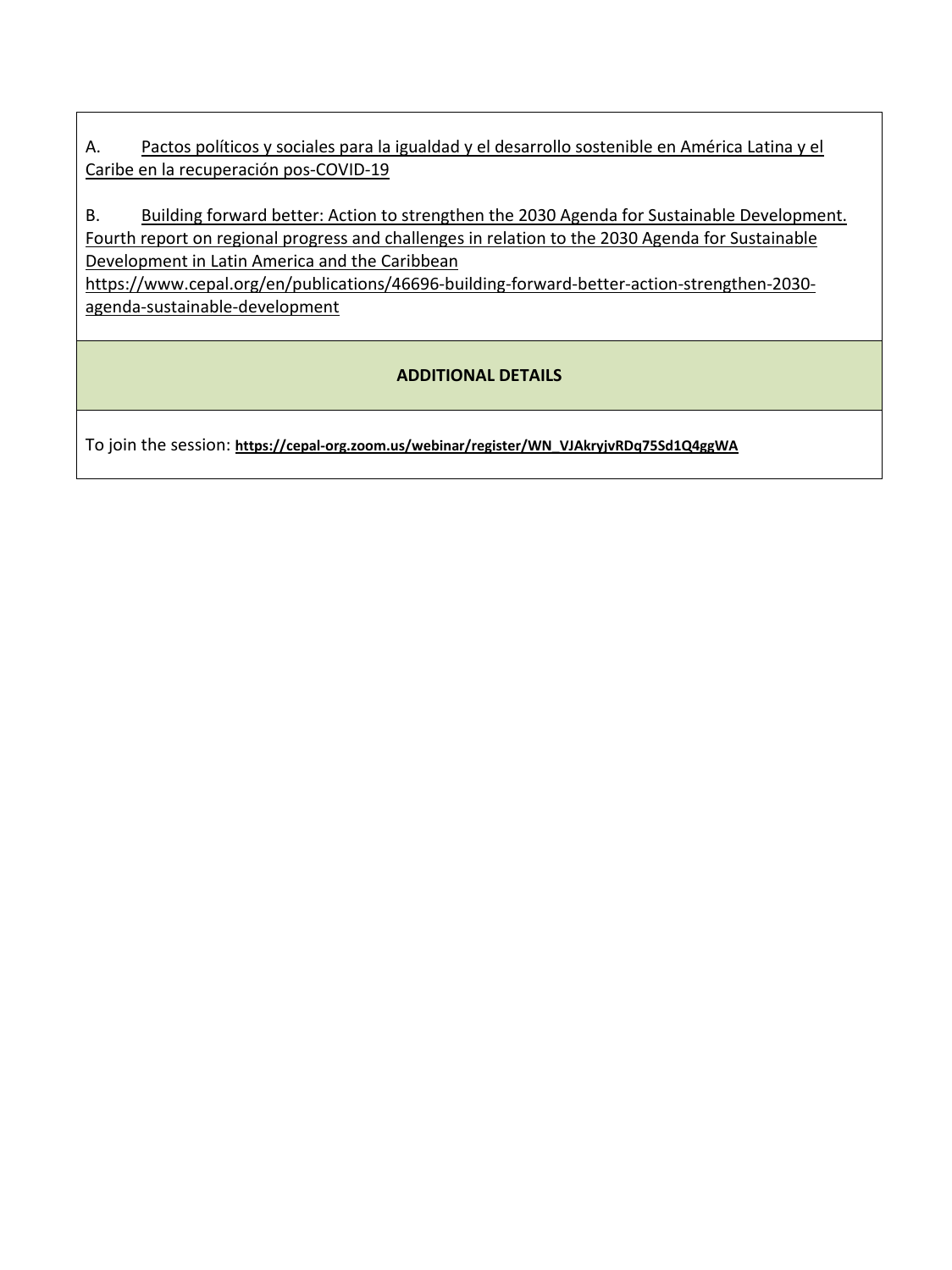A. Pactos políticos y sociales para la igualdad y el desarrollo sostenible en América Latina y el Caribe en la recuperación pos-COVID-19

B. Building forward better: Action to strengthen the 2030 Agenda for Sustainable Development. Fourth report on regional progress and challenges in relation to the 2030 Agenda for Sustainable Development in Latin America and the Caribbean https://www.cepal.org/en/publications/46696-building-forward-better-action-strengthen-2030-agenda-sustainable-development

**ADDITIONAL DETAILS**

To join the session: **https://cepal-org.zoom.us/webinar/register/WN_VJAkryjvRDq75Sd1Q4ggWA**